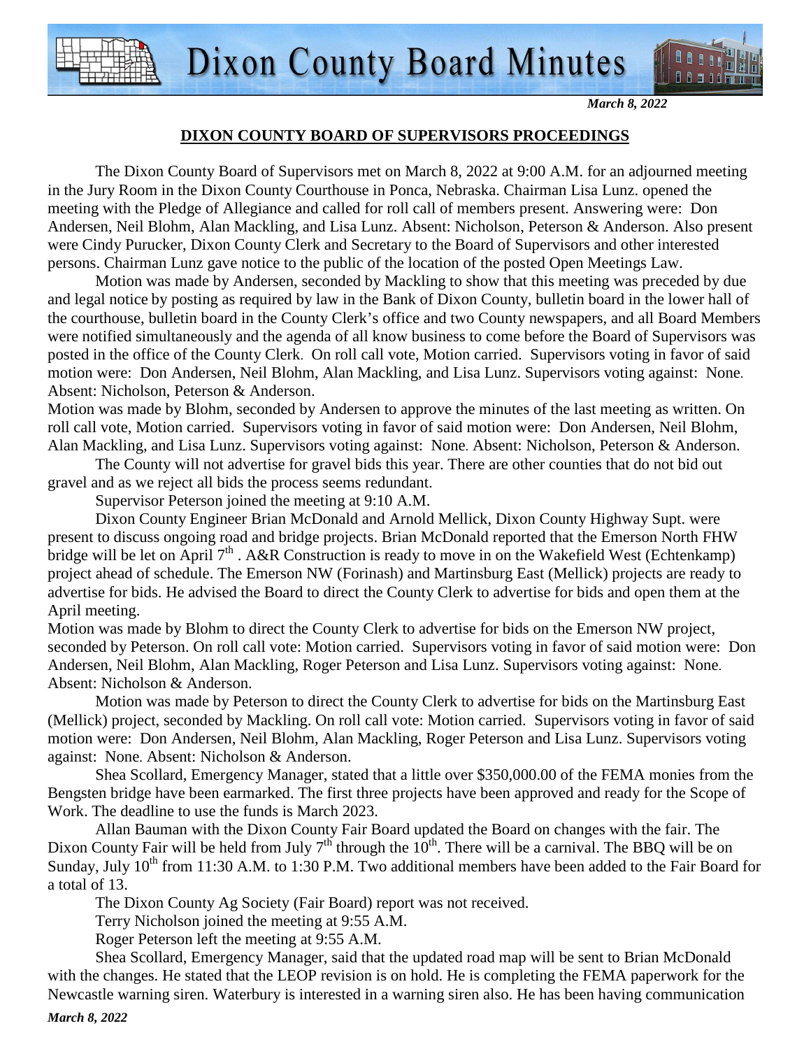# Dixon County Board Minutes

*March 8, 2022*

## DIXON COUNTY BOARD OF SUPERVISORS PROCEEDINGS

The Dixon County Board of Supervisors met on March 8, 2022 at 9:00 A.M. for an adjourned meeting in the Jury Room in the Dixon County Courthouse in Ponca, Nebraska. Chairman Lisa Lunz. opened the meeting with the Pledge of Allegiance and called for roll call of members present. Answering were: Don Andersen, Neil Blohm, Alan Mackling, and Lisa Lunz. Absent: Nicholson, Peterson & Anderson. Also present were Cindy Purucker, Dixon County Clerk and Secretary to the Board of Supervisors and other interested persons. Chairman Lunz gave notice to the public of the location of the posted Open Meetings Law.

Motion was made by Andersen, seconded by Mackling to show that this meeting was preceded by due and legal notice by posting as required by law in the Bank of Dixon County, bulletin board in the lower hall of the courthouse, bulletin board in the County Clerk's office and two County newspapers, and all Board Members were notified simultaneously and the agenda of all know business to come before the Board of Supervisors was posted in the office of the County Clerk. On roll call vote, Motion carried. Supervisors voting in favor of said motion were: Don Andersen, Neil Blohm, Alan Mackling, and Lisa Lunz. Supervisors voting against: None. Absent: Nicholson, Peterson & Anderson.

Motion was made by Blohm, seconded by Andersen to approve the minutes of the last meeting as written. On roll call vote, Motion carried. Supervisors voting in favor of said motion were: Don Andersen, Neil Blohm, Alan Mackling, and Lisa Lunz. Supervisors voting against: None. Absent: Nicholson, Peterson & Anderson.

The County will not advertise for gravel bids this year. There are other counties that do not bid out gravel and as we reject all bids the process seems redundant.

Supervisor Peterson joined the meeting at 9:10 A.M.

Dixon County Engineer Brian McDonald and Arnold Mellick, Dixon County Highway Supt. were present to discuss ongoing road and bridge projects. Brian McDonald reported that the Emerson North FHW bridge will be let on April 7th . A&R Construction is ready to move in on the Wakefield West (Echtenkamp) project ahead of schedule. The Emerson NW (Forinash) and Martinsburg East (Mellick) projects are ready to advertise for bids. He advised the Board to direct the County Clerk to advertise for bids and open them at the April meeting.

Motion was made by Blohm to direct the County Clerk to advertise for bids on the Emerson NW project, seconded by Peterson. On roll call vote: Motion carried. Supervisors voting in favor of said motion were: Don Andersen, Neil Blohm, Alan Mackling, Roger Peterson and Lisa Lunz. Supervisors voting against: None. Absent: Nicholson & Anderson.

Motion was made by Peterson to direct the County Clerk to advertise for bids on the Martinsburg East (Mellick) project, seconded by Mackling. On roll call vote: Motion carried. Supervisors voting in favor of said motion were: Don Andersen, Neil Blohm, Alan Mackling, Roger Peterson and Lisa Lunz. Supervisors voting against: None. Absent: Nicholson & Anderson.

Shea Scollard, Emergency Manager, stated that a little over $350,000.00 of the FEMA monies from the Bengsten bridge have been earmarked. The first three projects have been approved and ready for the Scope of Work. The deadline to use the funds is March 2023.

Allan Bauman with the Dixon County Fair Board updated the Board on changes with the fair. The Dixon County Fair will be held from July 7th through the 10th. There will be a carnival. The BBQ will be on Sunday, July 10th from 11:30 A.M. to 1:30 P.M. Two additional members have been added to the Fair Board for a total of 13.

The Dixon County Ag Society (Fair Board) report was not received.

Terry Nicholson joined the meeting at 9:55 A.M.

Roger Peterson left the meeting at 9:55 A.M.

Shea Scollard, Emergency Manager, said that the updated road map will be sent to Brian McDonald with the changes. He stated that the LEOP revision is on hold. He is completing the FEMA paperwork for the Newcastle warning siren. Waterbury is interested in a warning siren also. He has been having communication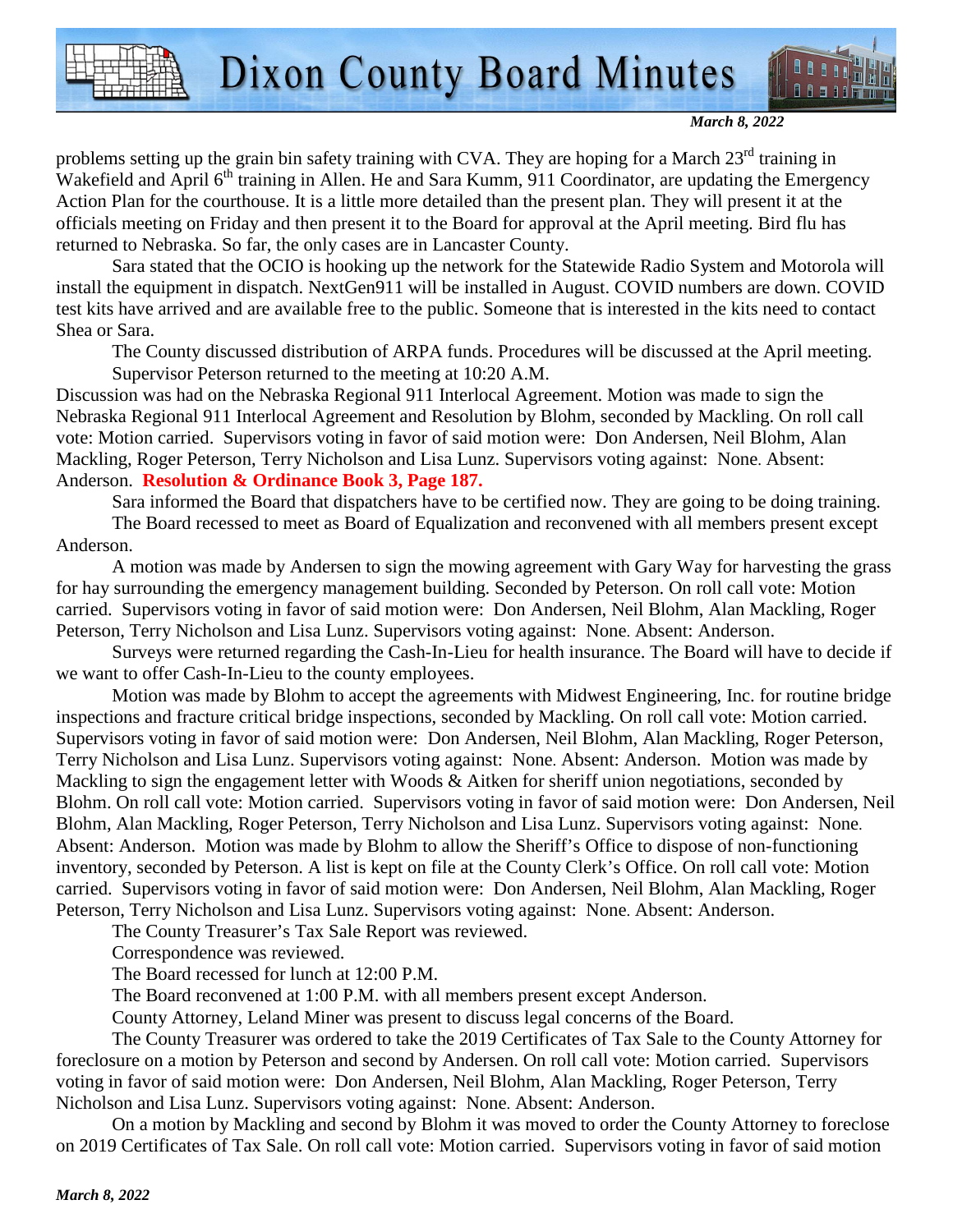problems setting up the grain bin safety training with CVA. They are hoping for a March 23rd training in Wakefield and April 6th training in Allen. He and Sara Kumm, 911 Coordinator, are updating the Emergency Action Plan for the courthouse. It is a little more detailed than the present plan. They will present it at the officials meeting on Friday and then present it to the Board for approval at the April meeting. Bird flu has returned to Nebraska. So far, the only cases are in Lancaster County.

Sara stated that the OCIO is hooking up the network for the Statewide Radio System and Motorola will install the equipment in dispatch. NextGen911 will be installed in August. COVID numbers are down. COVID test kits have arrived and are available free to the public. Someone that is interested in the kits need to contact Shea or Sara.

The County discussed distribution of ARPA funds. Procedures will be discussed at the April meeting.

Supervisor Peterson returned to the meeting at 10:20 A.M.

Discussion was had on the Nebraska Regional 911 Interlocal Agreement. Motion was made to sign the Nebraska Regional 911 Interlocal Agreement and Resolution by Blohm, seconded by Mackling. On roll call vote: Motion carried. Supervisors voting in favor of said motion were: Don Andersen, Neil Blohm, Alan Mackling, Roger Peterson, Terry Nicholson and Lisa Lunz. Supervisors voting against: None. Absent: Anderson. **Resolution & Ordinance Book 3, Page 187.**

Sara informed the Board that dispatchers have to be certified now. They are going to be doing training.

The Board recessed to meet as Board of Equalization and reconvened with all members present except Anderson.

A motion was made by Andersen to sign the mowing agreement with Gary Way for harvesting the grass for hay surrounding the emergency management building. Seconded by Peterson. On roll call vote: Motion carried. Supervisors voting in favor of said motion were: Don Andersen, Neil Blohm, Alan Mackling, Roger Peterson, Terry Nicholson and Lisa Lunz. Supervisors voting against: None. Absent: Anderson.

Surveys were returned regarding the Cash-In-Lieu for health insurance. The Board will have to decide if we want to offer Cash-In-Lieu to the county employees.

Motion was made by Blohm to accept the agreements with Midwest Engineering, Inc. for routine bridge inspections and fracture critical bridge inspections, seconded by Mackling. On roll call vote: Motion carried. Supervisors voting in favor of said motion were: Don Andersen, Neil Blohm, Alan Mackling, Roger Peterson, Terry Nicholson and Lisa Lunz. Supervisors voting against: None. Absent: Anderson. Motion was made by Mackling to sign the engagement letter with Woods & Aitken for sheriff union negotiations, seconded by Blohm. On roll call vote: Motion carried. Supervisors voting in favor of said motion were: Don Andersen, Neil Blohm, Alan Mackling, Roger Peterson, Terry Nicholson and Lisa Lunz. Supervisors voting against: None. Absent: Anderson. Motion was made by Blohm to allow the Sheriff's Office to dispose of non-functioning inventory, seconded by Peterson. A list is kept on file at the County Clerk's Office. On roll call vote: Motion carried. Supervisors voting in favor of said motion were: Don Andersen, Neil Blohm, Alan Mackling, Roger Peterson, Terry Nicholson and Lisa Lunz. Supervisors voting against: None. Absent: Anderson.

The County Treasurer's Tax Sale Report was reviewed.

Correspondence was reviewed.

The Board recessed for lunch at 12:00 P.M.

The Board reconvened at 1:00 P.M. with all members present except Anderson.

County Attorney, Leland Miner was present to discuss legal concerns of the Board.

The County Treasurer was ordered to take the 2019 Certificates of Tax Sale to the County Attorney for foreclosure on a motion by Peterson and second by Andersen. On roll call vote: Motion carried. Supervisors voting in favor of said motion were: Don Andersen, Neil Blohm, Alan Mackling, Roger Peterson, Terry Nicholson and Lisa Lunz. Supervisors voting against: None. Absent: Anderson.

On a motion by Mackling and second by Blohm it was moved to order the County Attorney to foreclose on 2019 Certificates of Tax Sale. On roll call vote: Motion carried. Supervisors voting in favor of said motion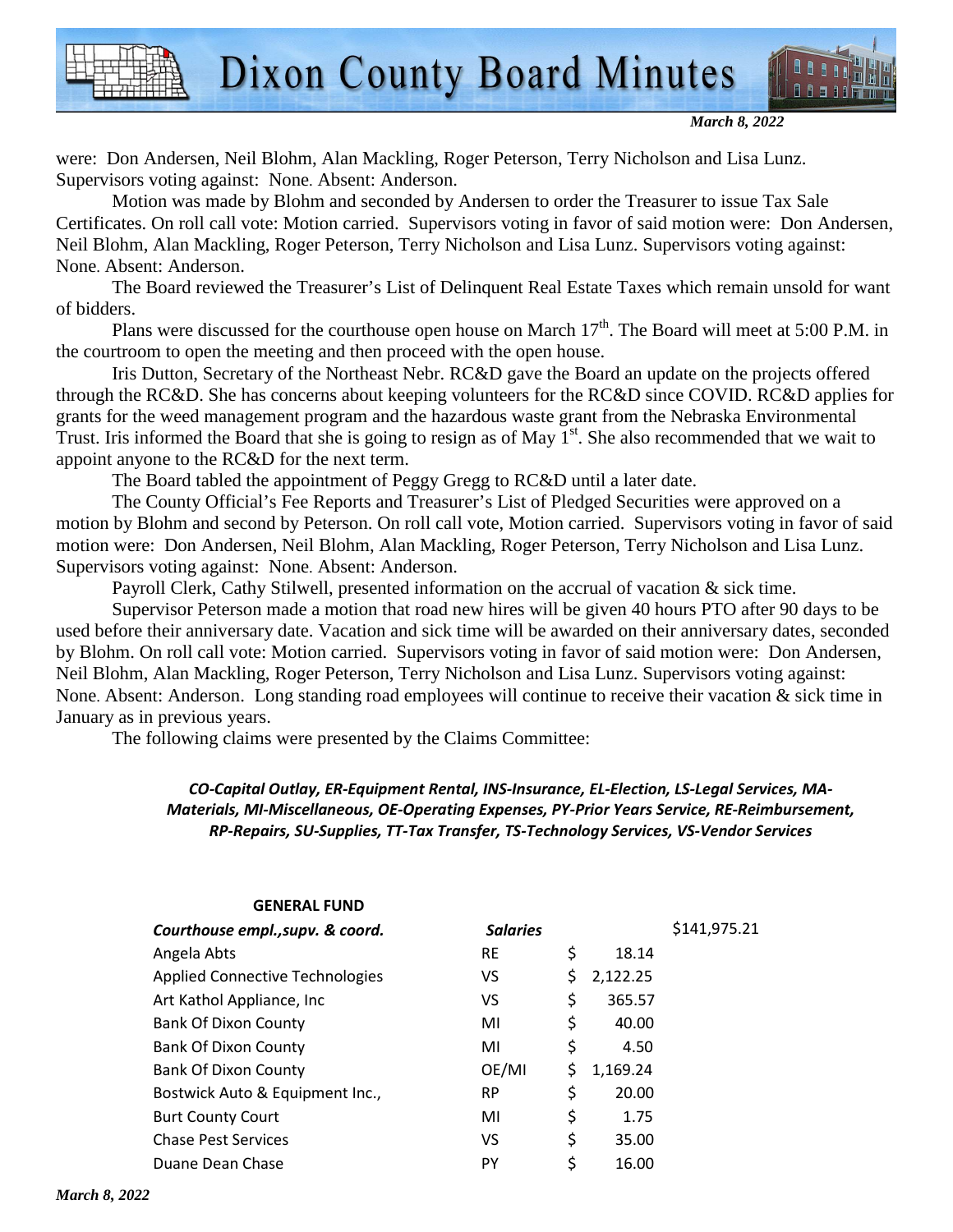were: Don Andersen, Neil Blohm, Alan Mackling, Roger Peterson, Terry Nicholson and Lisa Lunz. Supervisors voting against: None. Absent: Anderson.

Motion was made by Blohm and seconded by Andersen to order the Treasurer to issue Tax Sale Certificates. On roll call vote: Motion carried. Supervisors voting in favor of said motion were: Don Andersen, Neil Blohm, Alan Mackling, Roger Peterson, Terry Nicholson and Lisa Lunz. Supervisors voting against: None. Absent: Anderson.

The Board reviewed the Treasurer's List of Delinquent Real Estate Taxes which remain unsold for want of bidders.

Plans were discussed for the courthouse open house on March 17th. The Board will meet at 5:00 P.M. in the courtroom to open the meeting and then proceed with the open house.

Iris Dutton, Secretary of the Northeast Nebr. RC&D gave the Board an update on the projects offered through the RC&D. She has concerns about keeping volunteers for the RC&D since COVID. RC&D applies for grants for the weed management program and the hazardous waste grant from the Nebraska Environmental Trust. Iris informed the Board that she is going to resign as of May 1st. She also recommended that we wait to appoint anyone to the RC&D for the next term.

The Board tabled the appointment of Peggy Gregg to RC&D until a later date.

The County Official's Fee Reports and Treasurer's List of Pledged Securities were approved on a motion by Blohm and second by Peterson. On roll call vote, Motion carried. Supervisors voting in favor of said motion were: Don Andersen, Neil Blohm, Alan Mackling, Roger Peterson, Terry Nicholson and Lisa Lunz. Supervisors voting against: None. Absent: Anderson.

Payroll Clerk, Cathy Stilwell, presented information on the accrual of vacation & sick time.

Supervisor Peterson made a motion that road new hires will be given 40 hours PTO after 90 days to be used before their anniversary date. Vacation and sick time will be awarded on their anniversary dates, seconded by Blohm. On roll call vote: Motion carried. Supervisors voting in favor of said motion were: Don Andersen, Neil Blohm, Alan Mackling, Roger Peterson, Terry Nicholson and Lisa Lunz. Supervisors voting against: None. Absent: Anderson. Long standing road employees will continue to receive their vacation & sick time in January as in previous years.

The following claims were presented by the Claims Committee:

***CO-Capital Outlay, ER-Equipment Rental, INS-Insurance, EL-Election, LS-Legal Services, MA-Materials, MI-Miscellaneous, OE-Operating Expenses, PY-Prior Years Service, RE-Reimbursement, RP-Repairs, SU-Supplies, TT-Tax Transfer, TS-Technology Services, VS-Vendor Services***

**GENERAL FUND**

| ***Courthouse empl.,supv. & coord.*** | ***Salaries*** | | $141,975.21 |
|---|---|---|---|
| Angela Abts | RE | $ 18.14 | |
| Applied Connective Technologies | VS | $ 2,122.25 | |
| Art Kathol Appliance, Inc | VS | $ 365.57 | |
| Bank Of Dixon County | MI | $ 40.00 | |
| Bank Of Dixon County | MI | $ 4.50 | |
| Bank Of Dixon County | OE/MI | $ 1,169.24 | |
| Bostwick Auto & Equipment Inc., | RP | $ 20.00 | |
| Burt County Court | MI | $ 1.75 | |
| Chase Pest Services | VS | $ 35.00 | |
| Duane Dean Chase | PY | $ 16.00 | |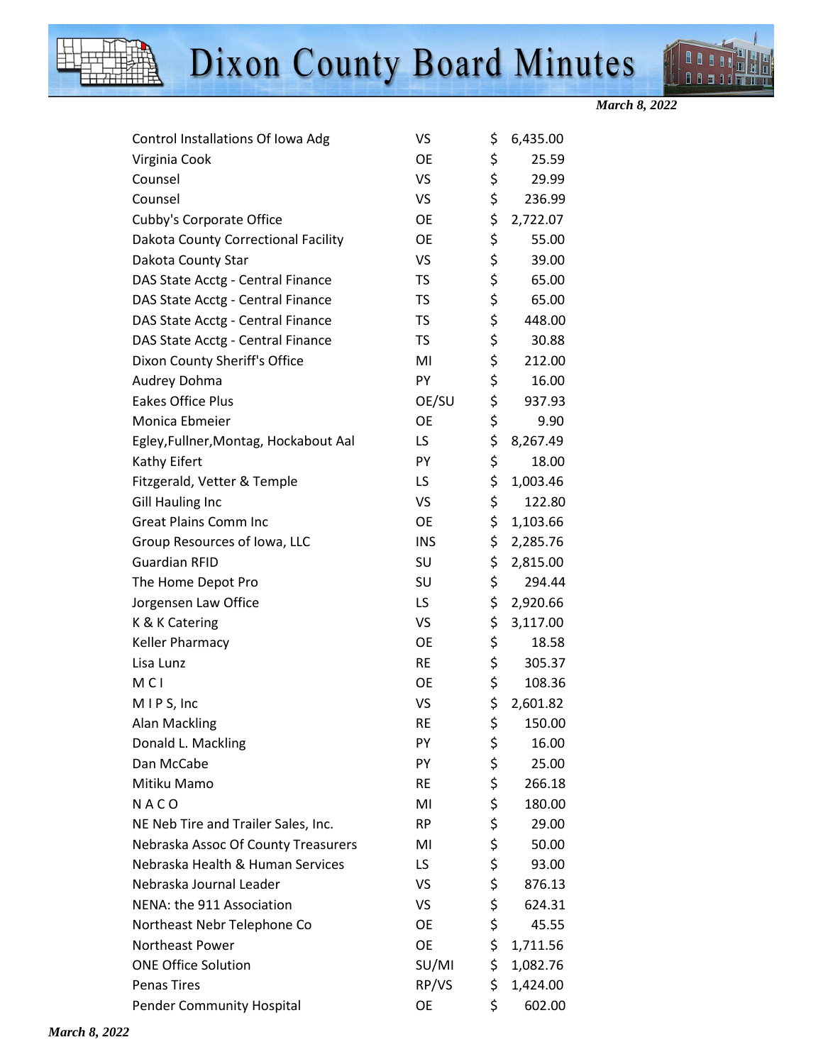| | | |
|---|---|---|
| Control Installations Of Iowa Adg | VS | $ 6,435.00 |
| Virginia Cook | OE | $ 25.59 |
| Counsel | VS | $ 29.99 |
| Counsel | VS | $ 236.99 |
| Cubby's Corporate Office | OE | $ 2,722.07 |
| Dakota County Correctional Facility | OE | $ 55.00 |
| Dakota County Star | VS | $ 39.00 |
| DAS State Acctg - Central Finance | TS | $ 65.00 |
| DAS State Acctg - Central Finance | TS | $ 65.00 |
| DAS State Acctg - Central Finance | TS | $ 448.00 |
| DAS State Acctg - Central Finance | TS | $ 30.88 |
| Dixon County Sheriff's Office | MI | $ 212.00 |
| Audrey Dohma | PY | $ 16.00 |
| Eakes Office Plus | OE/SU | $ 937.93 |
| Monica Ebmeier | OE | $ 9.90 |
| Egley,Fullner,Montag, Hockabout Aal | LS | $ 8,267.49 |
| Kathy Eifert | PY | $ 18.00 |
| Fitzgerald, Vetter & Temple | LS | $ 1,003.46 |
| Gill Hauling Inc | VS | $ 122.80 |
| Great Plains Comm Inc | OE | $ 1,103.66 |
| Group Resources of Iowa, LLC | INS | $ 2,285.76 |
| Guardian RFID | SU | $ 2,815.00 |
| The Home Depot Pro | SU | $ 294.44 |
| Jorgensen Law Office | LS | $ 2,920.66 |
| K & K Catering | VS | $ 3,117.00 |
| Keller Pharmacy | OE | $ 18.58 |
| Lisa Lunz | RE | $ 305.37 |
| M C I | OE | $ 108.36 |
| M I P S, Inc | VS | $ 2,601.82 |
| Alan Mackling | RE | $ 150.00 |
| Donald L. Mackling | PY | $ 16.00 |
| Dan McCabe | PY | $ 25.00 |
| Mitiku Mamo | RE | $ 266.18 |
| N A C O | MI | $ 180.00 |
| NE Neb Tire and Trailer Sales, Inc. | RP | $ 29.00 |
| Nebraska Assoc Of County Treasurers | MI | $ 50.00 |
| Nebraska Health & Human Services | LS | $ 93.00 |
| Nebraska Journal Leader | VS | $ 876.13 |
| NENA: the 911 Association | VS | $ 624.31 |
| Northeast Nebr Telephone Co | OE | $ 45.55 |
| Northeast Power | OE | $ 1,711.56 |
| ONE Office Solution | SU/MI | $ 1,082.76 |
| Penas Tires | RP/VS | $ 1,424.00 |
| Pender Community Hospital | OE | $ 602.00 |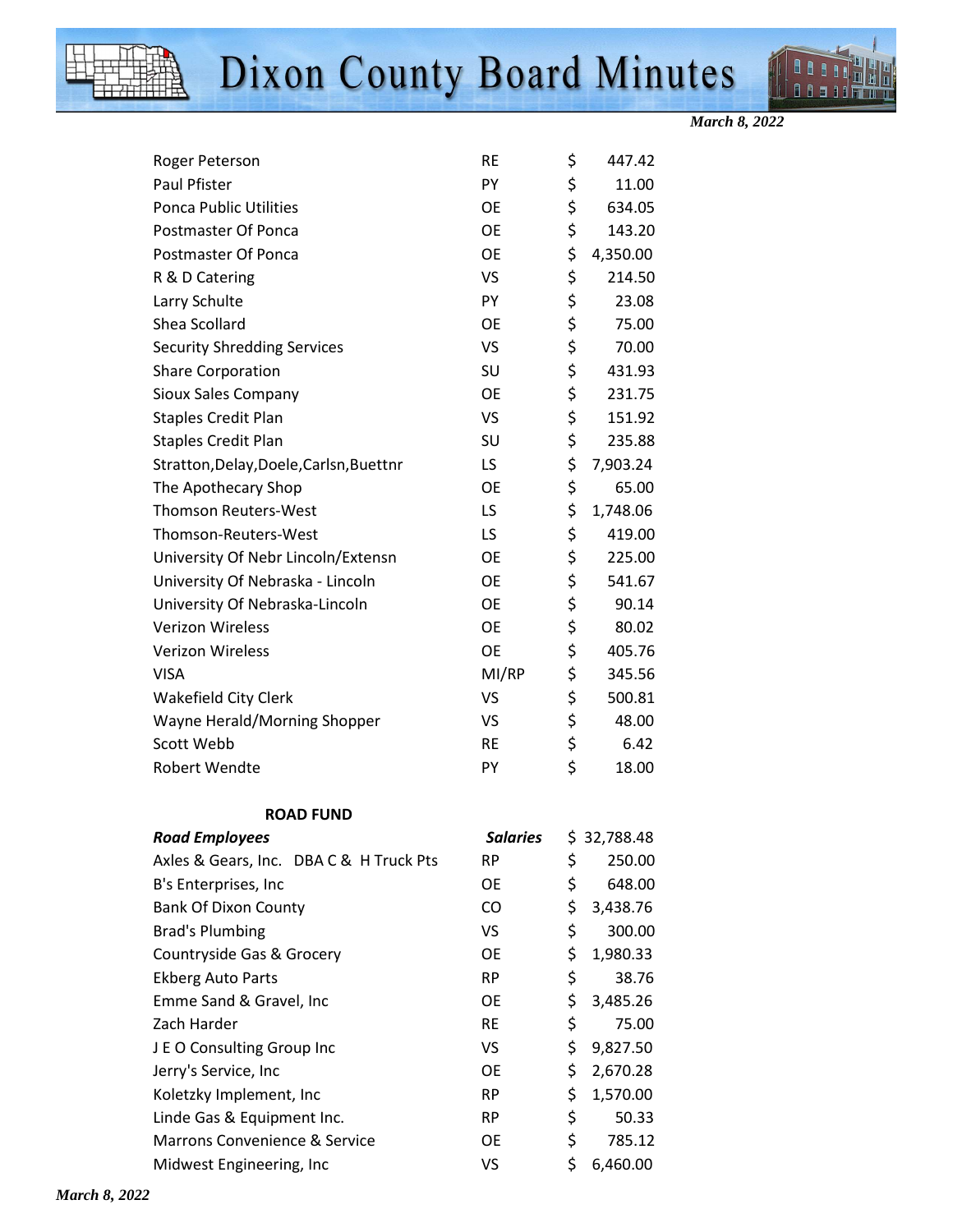| | | |
|---|---|---|
| Roger Peterson | RE | $ 447.42 |
| Paul Pfister | PY | $ 11.00 |
| Ponca Public Utilities | OE | $ 634.05 |
| Postmaster Of Ponca | OE | $ 143.20 |
| Postmaster Of Ponca | OE | $ 4,350.00 |
| R & D Catering | VS | $ 214.50 |
| Larry Schulte | PY | $ 23.08 |
| Shea Scollard | OE | $ 75.00 |
| Security Shredding Services | VS | $ 70.00 |
| Share Corporation | SU | $ 431.93 |
| Sioux Sales Company | OE | $ 231.75 |
| Staples Credit Plan | VS | $ 151.92 |
| Staples Credit Plan | SU | $ 235.88 |
| Stratton,Delay,Doele,Carlsn,Buettnr | LS | $ 7,903.24 |
| The Apothecary Shop | OE | $ 65.00 |
| Thomson Reuters-West | LS | $ 1,748.06 |
| Thomson-Reuters-West | LS | $ 419.00 |
| University Of Nebr Lincoln/Extensn | OE | $ 225.00 |
| University Of Nebraska - Lincoln | OE | $ 541.67 |
| University Of Nebraska-Lincoln | OE | $ 90.14 |
| Verizon Wireless | OE | $ 80.02 |
| Verizon Wireless | OE | $ 405.76 |
| VISA | MI/RP | $ 345.56 |
| Wakefield City Clerk | VS | $ 500.81 |
| Wayne Herald/Morning Shopper | VS | $ 48.00 |
| Scott Webb | RE | $ 6.42 |
| Robert Wendte | PY | $ 18.00 |

**ROAD FUND**

| | | |
|---|---|---|
| ***Road Employees*** | ***Salaries*** | $ 32,788.48 |
| Axles & Gears, Inc. DBA C & H Truck Pts | RP | $ 250.00 |
| B's Enterprises, Inc | OE | $ 648.00 |
| Bank Of Dixon County | CO | $ 3,438.76 |
| Brad's Plumbing | VS | $ 300.00 |
| Countryside Gas & Grocery | OE | $ 1,980.33 |
| Ekberg Auto Parts | RP | $ 38.76 |
| Emme Sand & Gravel, Inc | OE | $ 3,485.26 |
| Zach Harder | RE | $ 75.00 |
| J E O Consulting Group Inc | VS | $ 9,827.50 |
| Jerry's Service, Inc | OE | $ 2,670.28 |
| Koletzky Implement, Inc | RP | $ 1,570.00 |
| Linde Gas & Equipment Inc. | RP | $ 50.33 |
| Marrons Convenience & Service | OE | $ 785.12 |
| Midwest Engineering, Inc | VS | $ 6,460.00 |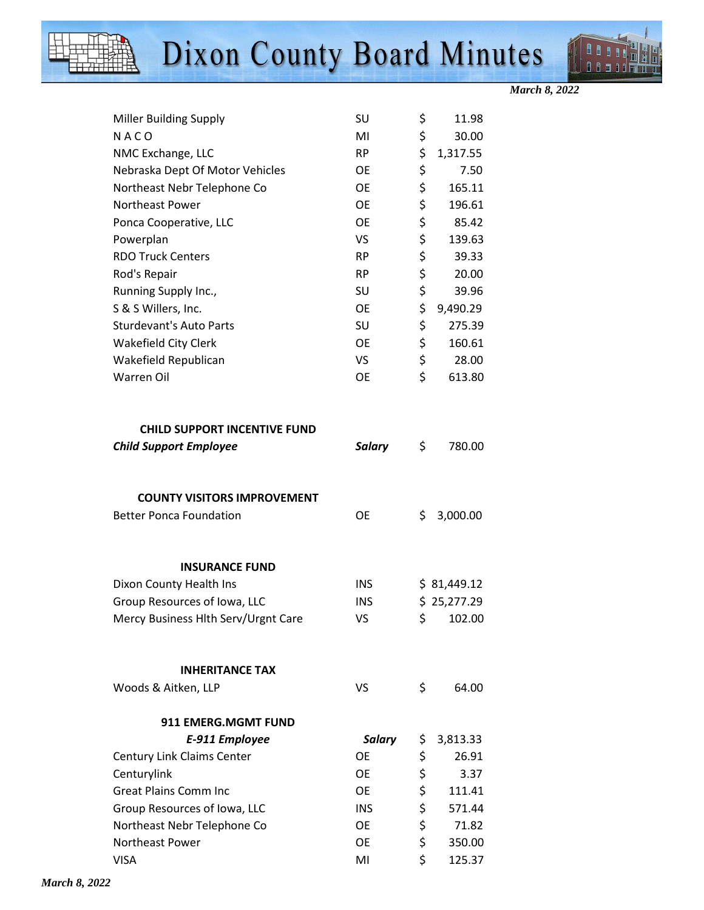| | | |
|---|---|---|
| Miller Building Supply | SU | $ 11.98 |
| N A C O | MI | $ 30.00 |
| NMC Exchange, LLC | RP | $ 1,317.55 |
| Nebraska Dept Of Motor Vehicles | OE | $ 7.50 |
| Northeast Nebr Telephone Co | OE | $ 165.11 |
| Northeast Power | OE | $ 196.61 |
| Ponca Cooperative, LLC | OE | $ 85.42 |
| Powerplan | VS | $ 139.63 |
| RDO Truck Centers | RP | $ 39.33 |
| Rod's Repair | RP | $ 20.00 |
| Running Supply Inc., | SU | $ 39.96 |
| S & S Willers, Inc. | OE | $ 9,490.29 |
| Sturdevant's Auto Parts | SU | $ 275.39 |
| Wakefield City Clerk | OE | $ 160.61 |
| Wakefield Republican | VS | $ 28.00 |
| Warren Oil | OE | $ 613.80 |

**CHILD SUPPORT INCENTIVE FUND**

| | | |
|---|---|---|
| ***Child Support Employee*** | ***Salary*** | $ 780.00 |

**COUNTY VISITORS IMPROVEMENT**

| | | |
|---|---|---|
| Better Ponca Foundation | OE | $ 3,000.00 |

**INSURANCE FUND**

| | | |
|---|---|---|
| Dixon County Health Ins | INS | $ 81,449.12 |
| Group Resources of Iowa, LLC | INS | $ 25,277.29 |
| Mercy Business Hlth Serv/Urgnt Care | VS | $ 102.00 |

**INHERITANCE TAX**

| | | |
|---|---|---|
| Woods & Aitken, LLP | VS | $ 64.00 |

**911 EMERG.MGMT FUND**

| | | |
|---|---|---|
| ***E-911 Employee*** | ***Salary*** | $ 3,813.33 |
| Century Link Claims Center | OE | $ 26.91 |
| Centurylink | OE | $ 3.37 |
| Great Plains Comm Inc | OE | $ 111.41 |
| Group Resources of Iowa, LLC | INS | $ 571.44 |
| Northeast Nebr Telephone Co | OE | $ 71.82 |
| Northeast Power | OE | $ 350.00 |
| VISA | MI | $ 125.37 |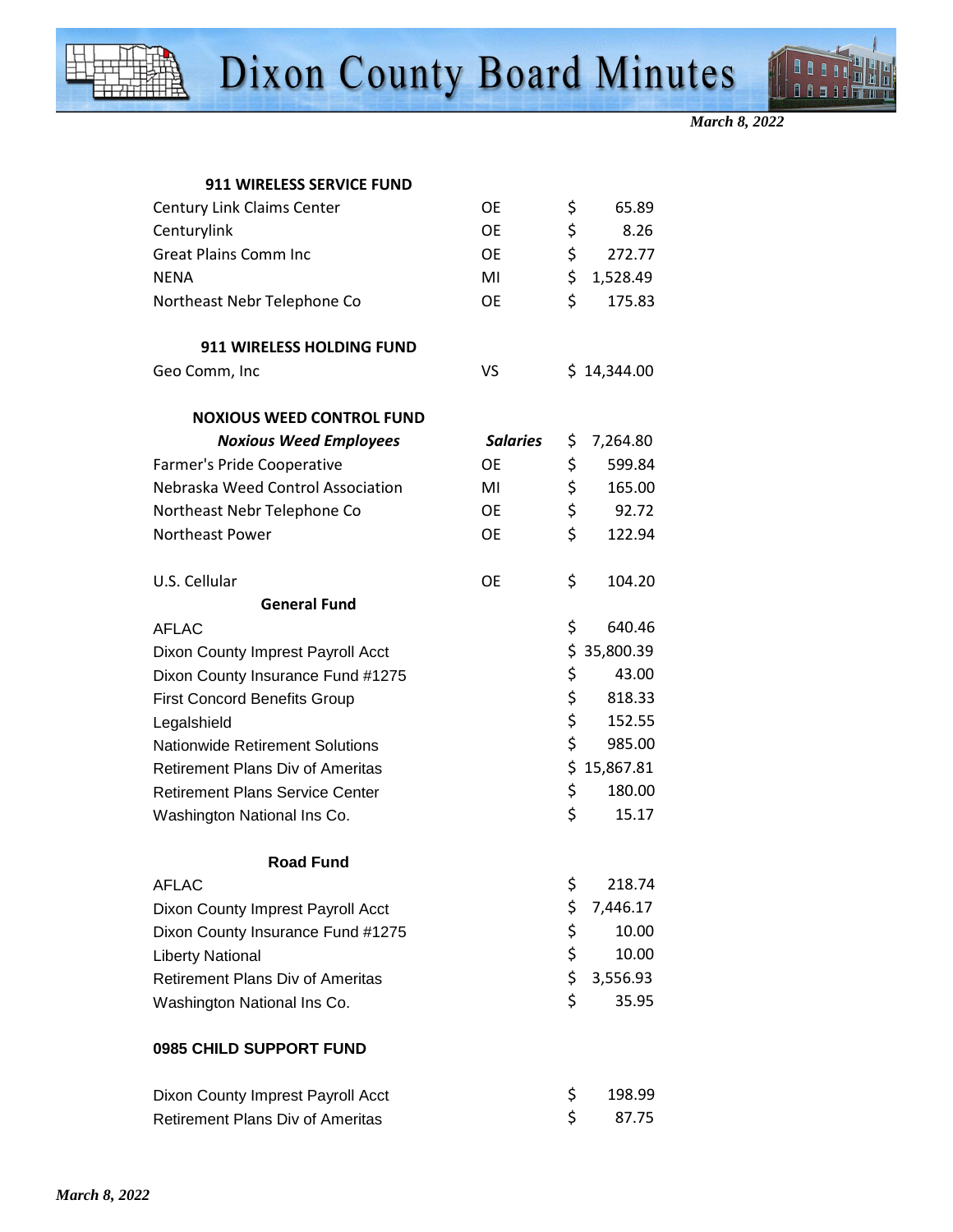| **911 WIRELESS SERVICE FUND** | | |
|---|---|---|
| Century Link Claims Center | OE | $ 65.89 |
| Centurylink | OE | $ 8.26 |
| Great Plains Comm Inc | OE | $ 272.77 |
| NENA | MI | $ 1,528.49 |
| Northeast Nebr Telephone Co | OE | $ 175.83 |
| | | |
| **911 WIRELESS HOLDING FUND** | | |
| Geo Comm, Inc | VS | $ 14,344.00 |
| | | |
| **NOXIOUS WEED CONTROL FUND** | | |
| ***Noxious Weed Employees*** | ***Salaries*** | $ 7,264.80 |
| Farmer's Pride Cooperative | OE | $ 599.84 |
| Nebraska Weed Control Association | MI | $ 165.00 |
| Northeast Nebr Telephone Co | OE | $ 92.72 |
| Northeast Power | OE | $ 122.94 |
| | | |
| U.S. Cellular | OE | $ 104.20 |
| **General Fund** | | |
| AFLAC | | $ 640.46 |
| Dixon County Imprest Payroll Acct | | $ 35,800.39 |
| Dixon County Insurance Fund #1275 | | $ 43.00 |
| First Concord Benefits Group | | $ 818.33 |
| Legalshield | | $ 152.55 |
| Nationwide Retirement Solutions | | $ 985.00 |
| Retirement Plans Div of Ameritas | | $ 15,867.81 |
| Retirement Plans Service Center | | $ 180.00 |
| Washington National Ins Co. | | $ 15.17 |
| | | |
| **Road Fund** | | |
| AFLAC | | $ 218.74 |
| Dixon County Imprest Payroll Acct | | $ 7,446.17 |
| Dixon County Insurance Fund #1275 | | $ 10.00 |
| Liberty National | | $ 10.00 |
| Retirement Plans Div of Ameritas | | $ 3,556.93 |
| Washington National Ins Co. | | $ 35.95 |
| | | |
| **0985 CHILD SUPPORT FUND** | | |
| | | |
| Dixon County Imprest Payroll Acct | | $ 198.99 |
| Retirement Plans Div of Ameritas | | $ 87.75 |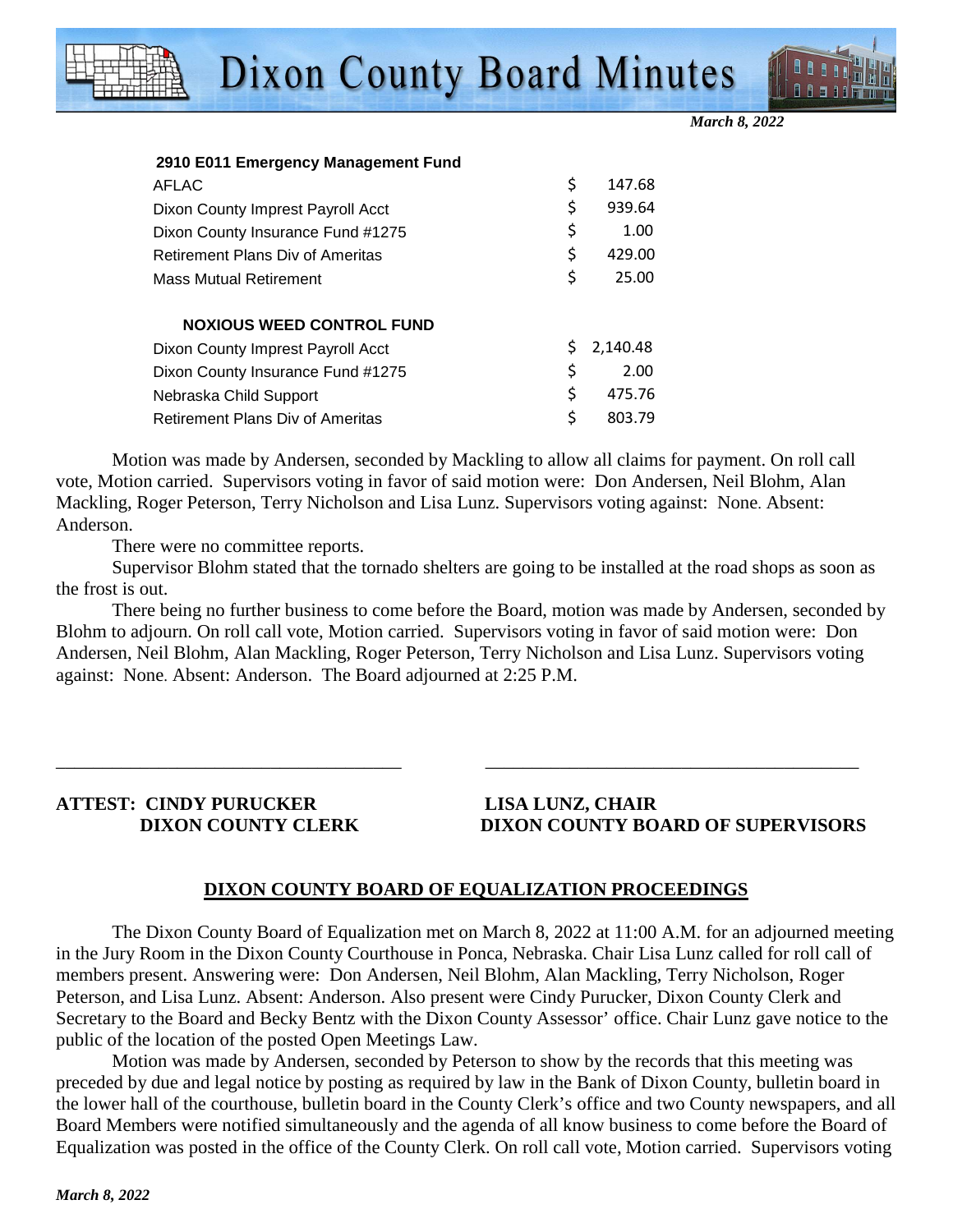| 2910 E011 Emergency Management Fund | |
|---|---|
| AFLAC | $ 147.68 |
| Dixon County Imprest Payroll Acct | $ 939.64 |
| Dixon County Insurance Fund #1275 | $ 1.00 |
| Retirement Plans Div of Ameritas | $ 429.00 |
| Mass Mutual Retirement | $ 25.00 |

| NOXIOUS WEED CONTROL FUND | |
|---|---|
| Dixon County Imprest Payroll Acct | $ 2,140.48 |
| Dixon County Insurance Fund #1275 | $ 2.00 |
| Nebraska Child Support | $ 475.76 |
| Retirement Plans Div of Ameritas | $ 803.79 |

Motion was made by Andersen, seconded by Mackling to allow all claims for payment. On roll call vote, Motion carried. Supervisors voting in favor of said motion were: Don Andersen, Neil Blohm, Alan Mackling, Roger Peterson, Terry Nicholson and Lisa Lunz. Supervisors voting against: None. Absent: Anderson.

There were no committee reports.

Supervisor Blohm stated that the tornado shelters are going to be installed at the road shops as soon as the frost is out.

There being no further business to come before the Board, motion was made by Andersen, seconded by Blohm to adjourn. On roll call vote, Motion carried. Supervisors voting in favor of said motion were: Don Andersen, Neil Blohm, Alan Mackling, Roger Peterson, Terry Nicholson and Lisa Lunz. Supervisors voting against: None. Absent: Anderson. The Board adjourned at 2:25 P.M.

\_\_\_\_\_\_\_\_\_\_\_\_\_\_\_\_\_\_\_\_\_\_\_\_\_\_\_\_\_\_\_\_\_\_\_\_ \_\_\_\_\_\_\_\_\_\_\_\_\_\_\_\_\_\_\_\_\_\_\_\_\_\_\_\_\_\_\_\_\_\_\_\_\_\_\_\_

**ATTEST: CINDY PURUCKER**
**DIXON COUNTY CLERK**

**LISA LUNZ, CHAIR**
**DIXON COUNTY BOARD OF SUPERVISORS**

## DIXON COUNTY BOARD OF EQUALIZATION PROCEEDINGS

The Dixon County Board of Equalization met on March 8, 2022 at 11:00 A.M. for an adjourned meeting in the Jury Room in the Dixon County Courthouse in Ponca, Nebraska. Chair Lisa Lunz called for roll call of members present. Answering were: Don Andersen, Neil Blohm, Alan Mackling, Terry Nicholson, Roger Peterson, and Lisa Lunz. Absent: Anderson. Also present were Cindy Purucker, Dixon County Clerk and Secretary to the Board and Becky Bentz with the Dixon County Assessor' office. Chair Lunz gave notice to the public of the location of the posted Open Meetings Law.

Motion was made by Andersen, seconded by Peterson to show by the records that this meeting was preceded by due and legal notice by posting as required by law in the Bank of Dixon County, bulletin board in the lower hall of the courthouse, bulletin board in the County Clerk's office and two County newspapers, and all Board Members were notified simultaneously and the agenda of all know business to come before the Board of Equalization was posted in the office of the County Clerk. On roll call vote, Motion carried. Supervisors voting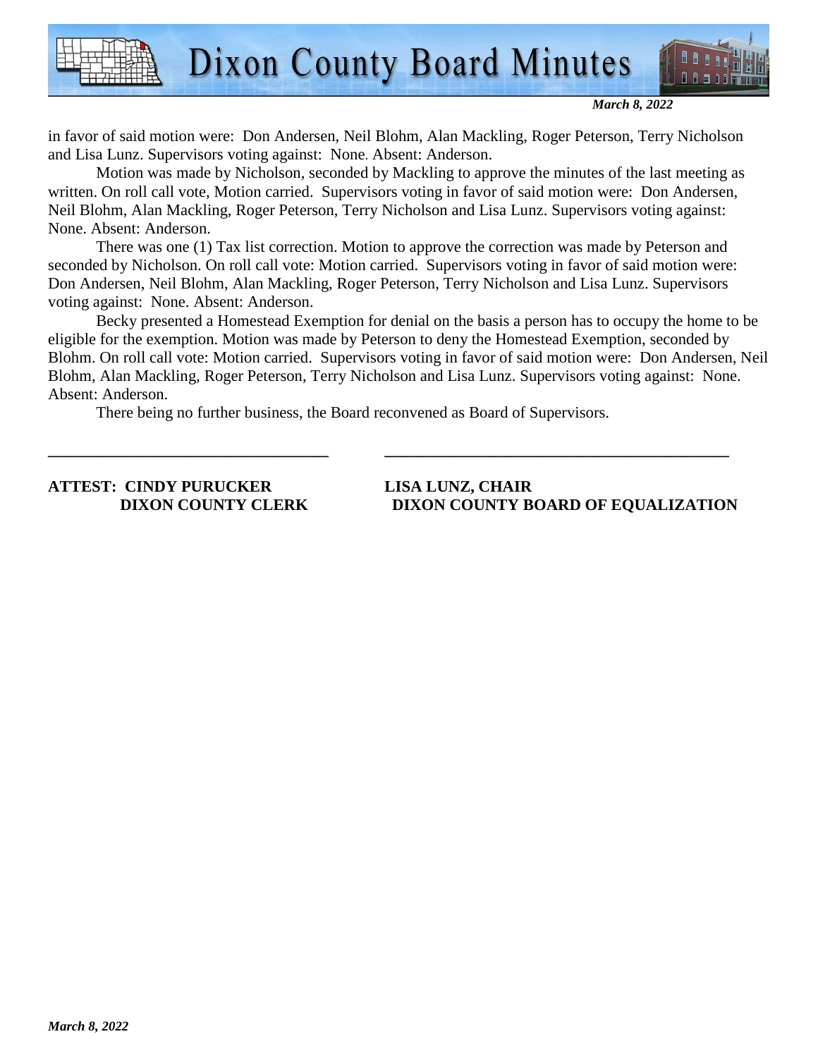in favor of said motion were: Don Andersen, Neil Blohm, Alan Mackling, Roger Peterson, Terry Nicholson and Lisa Lunz. Supervisors voting against: None. Absent: Anderson.

Motion was made by Nicholson, seconded by Mackling to approve the minutes of the last meeting as written. On roll call vote, Motion carried. Supervisors voting in favor of said motion were: Don Andersen, Neil Blohm, Alan Mackling, Roger Peterson, Terry Nicholson and Lisa Lunz. Supervisors voting against: None. Absent: Anderson.

There was one (1) Tax list correction. Motion to approve the correction was made by Peterson and seconded by Nicholson. On roll call vote: Motion carried. Supervisors voting in favor of said motion were: Don Andersen, Neil Blohm, Alan Mackling, Roger Peterson, Terry Nicholson and Lisa Lunz. Supervisors voting against: None. Absent: Anderson.

Becky presented a Homestead Exemption for denial on the basis a person has to occupy the home to be eligible for the exemption. Motion was made by Peterson to deny the Homestead Exemption, seconded by Blohm. On roll call vote: Motion carried. Supervisors voting in favor of said motion were: Don Andersen, Neil Blohm, Alan Mackling, Roger Peterson, Terry Nicholson and Lisa Lunz. Supervisors voting against: None. Absent: Anderson.

There being no further business, the Board reconvened as Board of Supervisors.

____________________________________ ____________________________________________

**ATTEST: CINDY PURUCKER**
**DIXON COUNTY CLERK**

**LISA LUNZ, CHAIR**
**DIXON COUNTY BOARD OF EQUALIZATION**